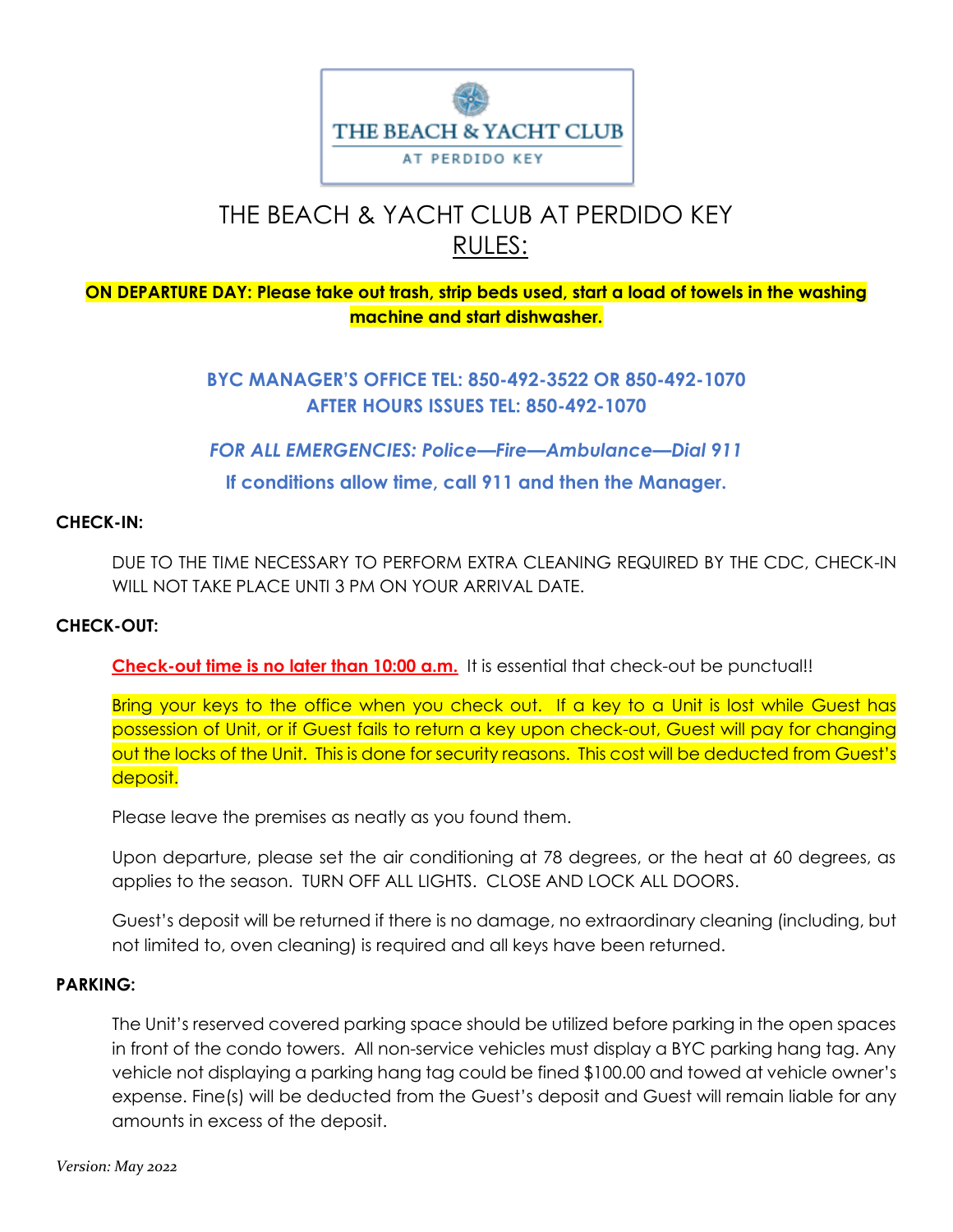THE BEACH & YACHT CLUB AT PERDIDO KEY

# THE BEACH & YACHT CLUB AT PERDIDO KEY
# RULES:

**ON DEPARTURE DAY: Please take out trash, strip beds used, start a load of towels in the washing machine and start dishwasher.**

**BYC MANAGER'S OFFICE TEL: 850-492-3522 OR 850-492-1070**
**AFTER HOURS ISSUES TEL: 850-492-1070**

***FOR ALL EMERGENCIES: Police—Fire—Ambulance—Dial 911***

**If conditions allow time, call 911 and then the Manager.**

**CHECK-IN:**

DUE TO THE TIME NECESSARY TO PERFORM EXTRA CLEANING REQUIRED BY THE CDC, CHECK-IN WILL NOT TAKE PLACE UNTI 3 PM ON YOUR ARRIVAL DATE.

**CHECK-OUT:**

**Check-out time is no later than 10:00 a.m.** It is essential that check-out be punctual!!

Bring your keys to the office when you check out. If a key to a Unit is lost while Guest has possession of Unit, or if Guest fails to return a key upon check-out, Guest will pay for changing out the locks of the Unit. This is done for security reasons. This cost will be deducted from Guest's deposit.

Please leave the premises as neatly as you found them.

Upon departure, please set the air conditioning at 78 degrees, or the heat at 60 degrees, as applies to the season. TURN OFF ALL LIGHTS. CLOSE AND LOCK ALL DOORS.

Guest's deposit will be returned if there is no damage, no extraordinary cleaning (including, but not limited to, oven cleaning) is required and all keys have been returned.

**PARKING:**

The Unit's reserved covered parking space should be utilized before parking in the open spaces in front of the condo towers. All non-service vehicles must display a BYC parking hang tag. Any vehicle not displaying a parking hang tag could be fined $100.00 and towed at vehicle owner's expense. Fine(s) will be deducted from the Guest's deposit and Guest will remain liable for any amounts in excess of the deposit.

*Version: May 2022*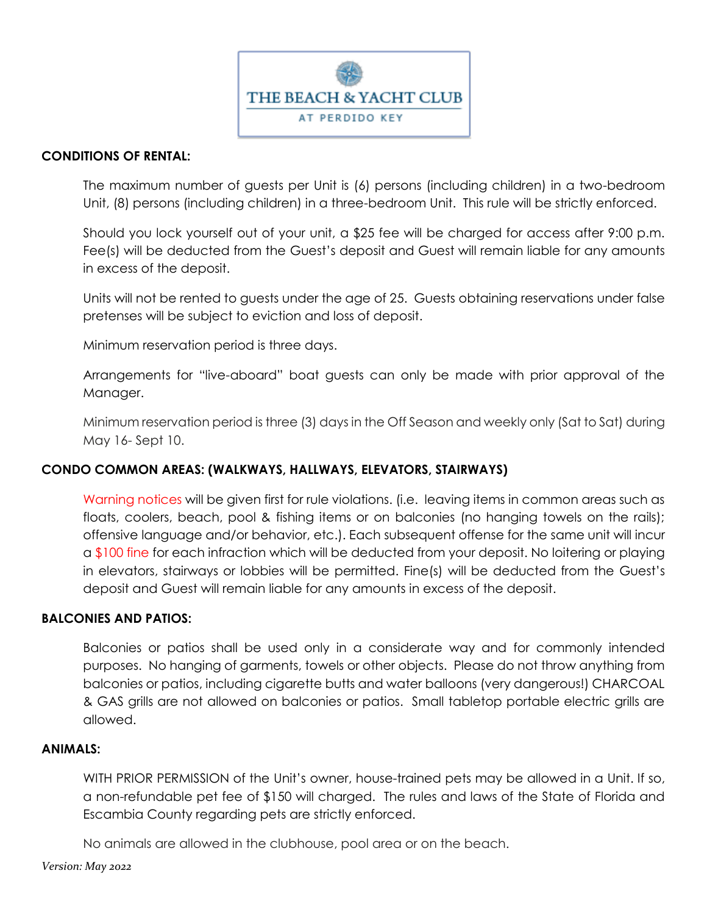THE BEACH & YACHT CLUB

AT PERDIDO KEY

**CONDITIONS OF RENTAL:**

The maximum number of guests per Unit is (6) persons (including children) in a two-bedroom Unit, (8) persons (including children) in a three-bedroom Unit. This rule will be strictly enforced.

Should you lock yourself out of your unit, a $25 fee will be charged for access after 9:00 p.m. Fee(s) will be deducted from the Guest's deposit and Guest will remain liable for any amounts in excess of the deposit.

Units will not be rented to guests under the age of 25. Guests obtaining reservations under false pretenses will be subject to eviction and loss of deposit.

Minimum reservation period is three days.

Arrangements for "live-aboard" boat guests can only be made with prior approval of the Manager.

Minimum reservation period is three (3) days in the Off Season and weekly only (Sat to Sat) during May 16- Sept 10.

**CONDO COMMON AREAS: (WALKWAYS, HALLWAYS, ELEVATORS, STAIRWAYS)**

Warning notices will be given first for rule violations. (i.e. leaving items in common areas such as floats, coolers, beach, pool & fishing items or on balconies (no hanging towels on the rails); offensive language and/or behavior, etc.). Each subsequent offense for the same unit will incur a $100 fine for each infraction which will be deducted from your deposit. No loitering or playing in elevators, stairways or lobbies will be permitted. Fine(s) will be deducted from the Guest's deposit and Guest will remain liable for any amounts in excess of the deposit.

**BALCONIES AND PATIOS:**

Balconies or patios shall be used only in a considerate way and for commonly intended purposes. No hanging of garments, towels or other objects. Please do not throw anything from balconies or patios, including cigarette butts and water balloons (very dangerous!) CHARCOAL & GAS grills are not allowed on balconies or patios. Small tabletop portable electric grills are allowed.

**ANIMALS:**

WITH PRIOR PERMISSION of the Unit's owner, house-trained pets may be allowed in a Unit. If so, a non-refundable pet fee of $150 will charged. The rules and laws of the State of Florida and Escambia County regarding pets are strictly enforced.

No animals are allowed in the clubhouse, pool area or on the beach.

*Version: May 2022*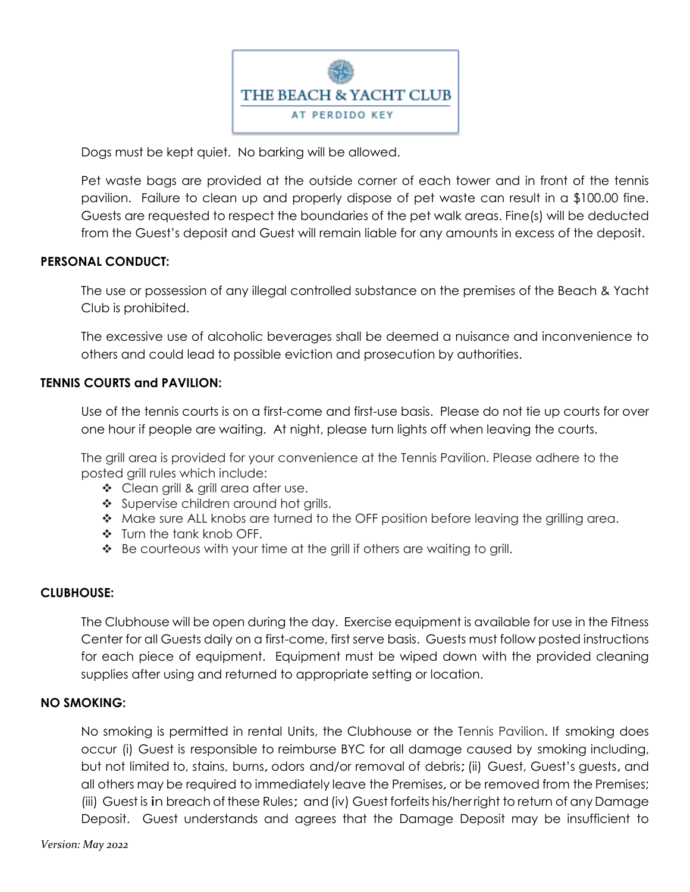Dogs must be kept quiet. No barking will be allowed.

Pet waste bags are provided at the outside corner of each tower and in front of the tennis pavilion. Failure to clean up and properly dispose of pet waste can result in a $100.00 fine. Guests are requested to respect the boundaries of the pet walk areas. Fine(s) will be deducted from the Guest's deposit and Guest will remain liable for any amounts in excess of the deposit.

**PERSONAL CONDUCT:**

The use or possession of any illegal controlled substance on the premises of the Beach & Yacht Club is prohibited.

The excessive use of alcoholic beverages shall be deemed a nuisance and inconvenience to others and could lead to possible eviction and prosecution by authorities.

**TENNIS COURTS and PAVILION:**

Use of the tennis courts is on a first-come and first-use basis. Please do not tie up courts for over one hour if people are waiting. At night, please turn lights off when leaving the courts.

The grill area is provided for your convenience at the Tennis Pavilion. Please adhere to the posted grill rules which include:

- Clean grill & grill area after use.
- Supervise children around hot grills.
- Make sure ALL knobs are turned to the OFF position before leaving the grilling area.
- Turn the tank knob OFF.
- Be courteous with your time at the grill if others are waiting to grill.

**CLUBHOUSE:**

The Clubhouse will be open during the day. Exercise equipment is available for use in the Fitness Center for all Guests daily on a first-come, first serve basis. Guests must follow posted instructions for each piece of equipment. Equipment must be wiped down with the provided cleaning supplies after using and returned to appropriate setting or location.

**NO SMOKING:**

No smoking is permitted in rental Units, the Clubhouse or the Tennis Pavilion. If smoking does occur (i) Guest is responsible to reimburse BYC for all damage caused by smoking including, but not limited to, stains, burns, odors and/or removal of debris; (ii) Guest, Guest's guests, and all others may be required to immediately leave the Premises, or be removed from the Premises; (iii) Guest is in breach of these Rules; and (iv) Guest forfeits his/her right to return of any Damage Deposit. Guest understands and agrees that the Damage Deposit may be insufficient to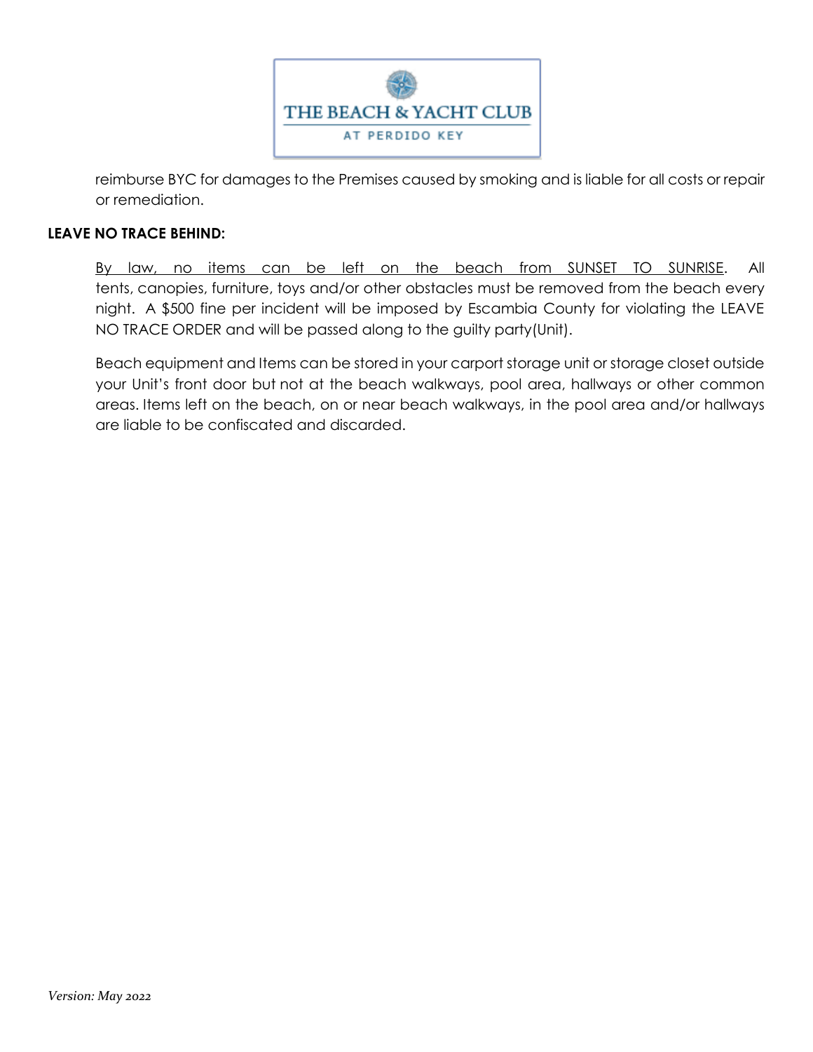reimburse BYC for damages to the Premises caused by smoking and is liable for all costs or repair or remediation.

**LEAVE NO TRACE BEHIND:**

By law, no items can be left on the beach from SUNSET TO SUNRISE. All tents, canopies, furniture, toys and/or other obstacles must be removed from the beach every night. A $500 fine per incident will be imposed by Escambia County for violating the LEAVE NO TRACE ORDER and will be passed along to the guilty party(Unit).

Beach equipment and Items can be stored in your carport storage unit or storage closet outside your Unit's front door but not at the beach walkways, pool area, hallways or other common areas. Items left on the beach, on or near beach walkways, in the pool area and/or hallways are liable to be confiscated and discarded.